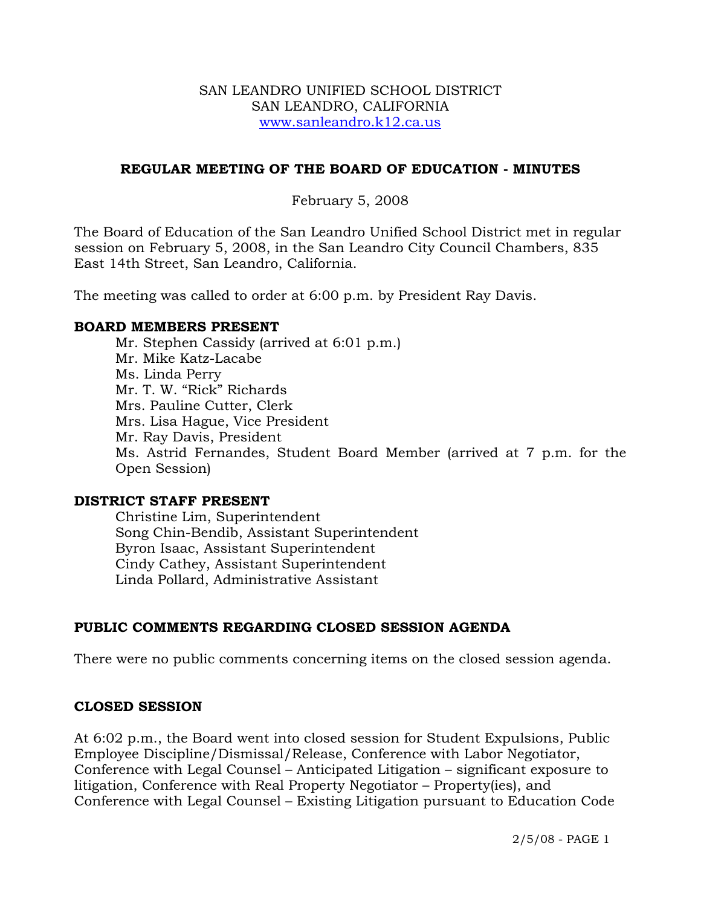SAN LEANDRO UNIFIED SCHOOL DISTRICT
SAN LEANDRO, CALIFORNIA
www.sanleandro.k12.ca.us

# REGULAR MEETING OF THE BOARD OF EDUCATION - MINUTES

February 5, 2008

The Board of Education of the San Leandro Unified School District met in regular session on February 5, 2008, in the San Leandro City Council Chambers, 835 East 14th Street, San Leandro, California.

The meeting was called to order at 6:00 p.m. by President Ray Davis.

## BOARD MEMBERS PRESENT

Mr. Stephen Cassidy (arrived at 6:01 p.m.)
Mr. Mike Katz-Lacabe
Ms. Linda Perry
Mr. T. W. "Rick" Richards
Mrs. Pauline Cutter, Clerk
Mrs. Lisa Hague, Vice President
Mr. Ray Davis, President
Ms. Astrid Fernandes, Student Board Member (arrived at 7 p.m. for the Open Session)

## DISTRICT STAFF PRESENT

Christine Lim, Superintendent
Song Chin-Bendib, Assistant Superintendent
Byron Isaac, Assistant Superintendent
Cindy Cathey, Assistant Superintendent
Linda Pollard, Administrative Assistant

## PUBLIC COMMENTS REGARDING CLOSED SESSION AGENDA

There were no public comments concerning items on the closed session agenda.

## CLOSED SESSION

At 6:02 p.m., the Board went into closed session for Student Expulsions, Public Employee Discipline/Dismissal/Release, Conference with Labor Negotiator, Conference with Legal Counsel – Anticipated Litigation – significant exposure to litigation, Conference with Real Property Negotiator – Property(ies), and Conference with Legal Counsel – Existing Litigation pursuant to Education Code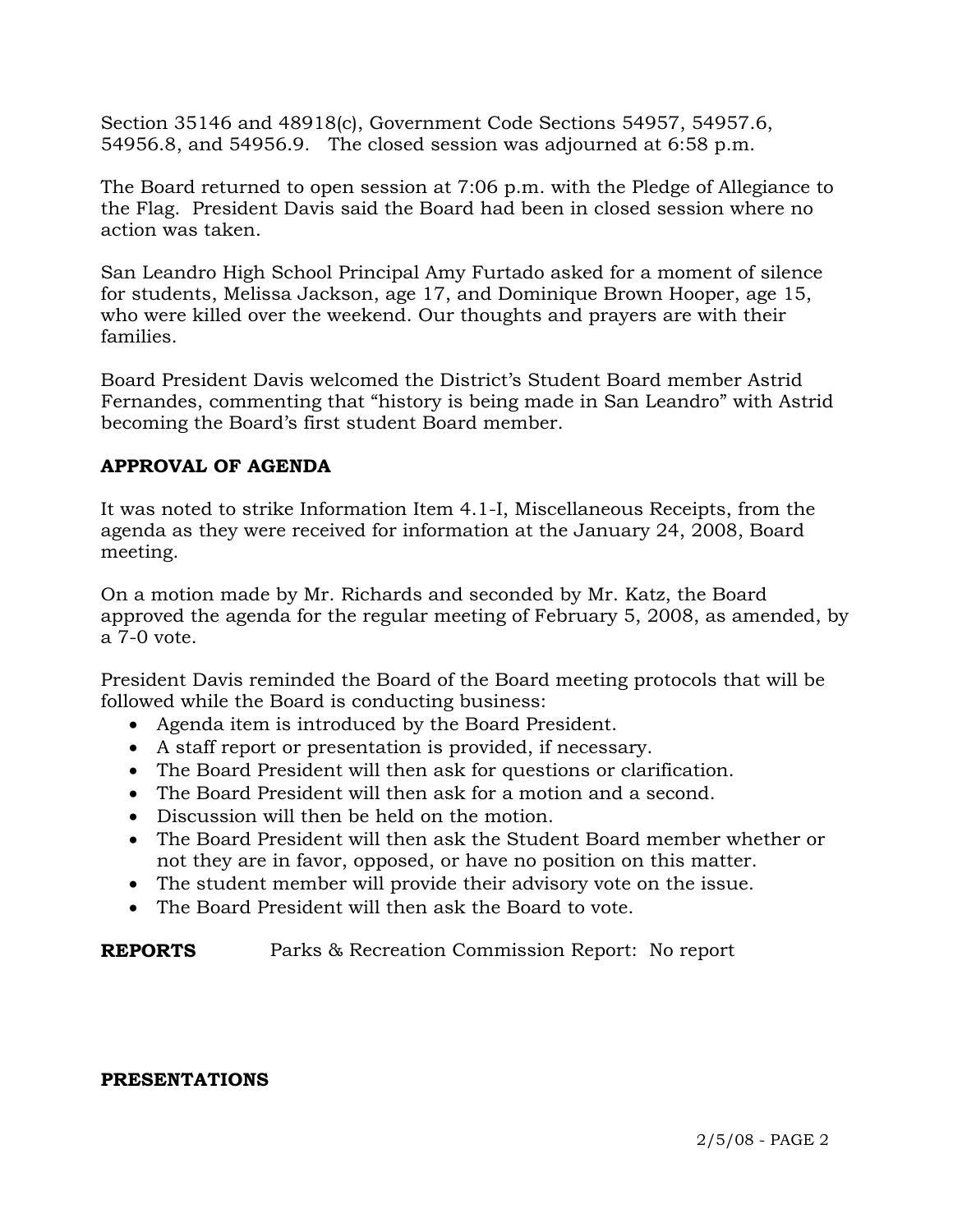Section 35146 and 48918(c), Government Code Sections 54957, 54957.6, 54956.8, and 54956.9. The closed session was adjourned at 6:58 p.m.

The Board returned to open session at 7:06 p.m. with the Pledge of Allegiance to the Flag. President Davis said the Board had been in closed session where no action was taken.

San Leandro High School Principal Amy Furtado asked for a moment of silence for students, Melissa Jackson, age 17, and Dominique Brown Hooper, age 15, who were killed over the weekend. Our thoughts and prayers are with their families.

Board President Davis welcomed the District's Student Board member Astrid Fernandes, commenting that "history is being made in San Leandro" with Astrid becoming the Board's first student Board member.

**APPROVAL OF AGENDA**

It was noted to strike Information Item 4.1-I, Miscellaneous Receipts, from the agenda as they were received for information at the January 24, 2008, Board meeting.

On a motion made by Mr. Richards and seconded by Mr. Katz, the Board approved the agenda for the regular meeting of February 5, 2008, as amended, by a 7-0 vote.

President Davis reminded the Board of the Board meeting protocols that will be followed while the Board is conducting business:

- Agenda item is introduced by the Board President.
- A staff report or presentation is provided, if necessary.
- The Board President will then ask for questions or clarification.
- The Board President will then ask for a motion and a second.
- Discussion will then be held on the motion.
- The Board President will then ask the Student Board member whether or not they are in favor, opposed, or have no position on this matter.
- The student member will provide their advisory vote on the issue.
- The Board President will then ask the Board to vote.

**REPORTS** Parks & Recreation Commission Report: No report

**PRESENTATIONS**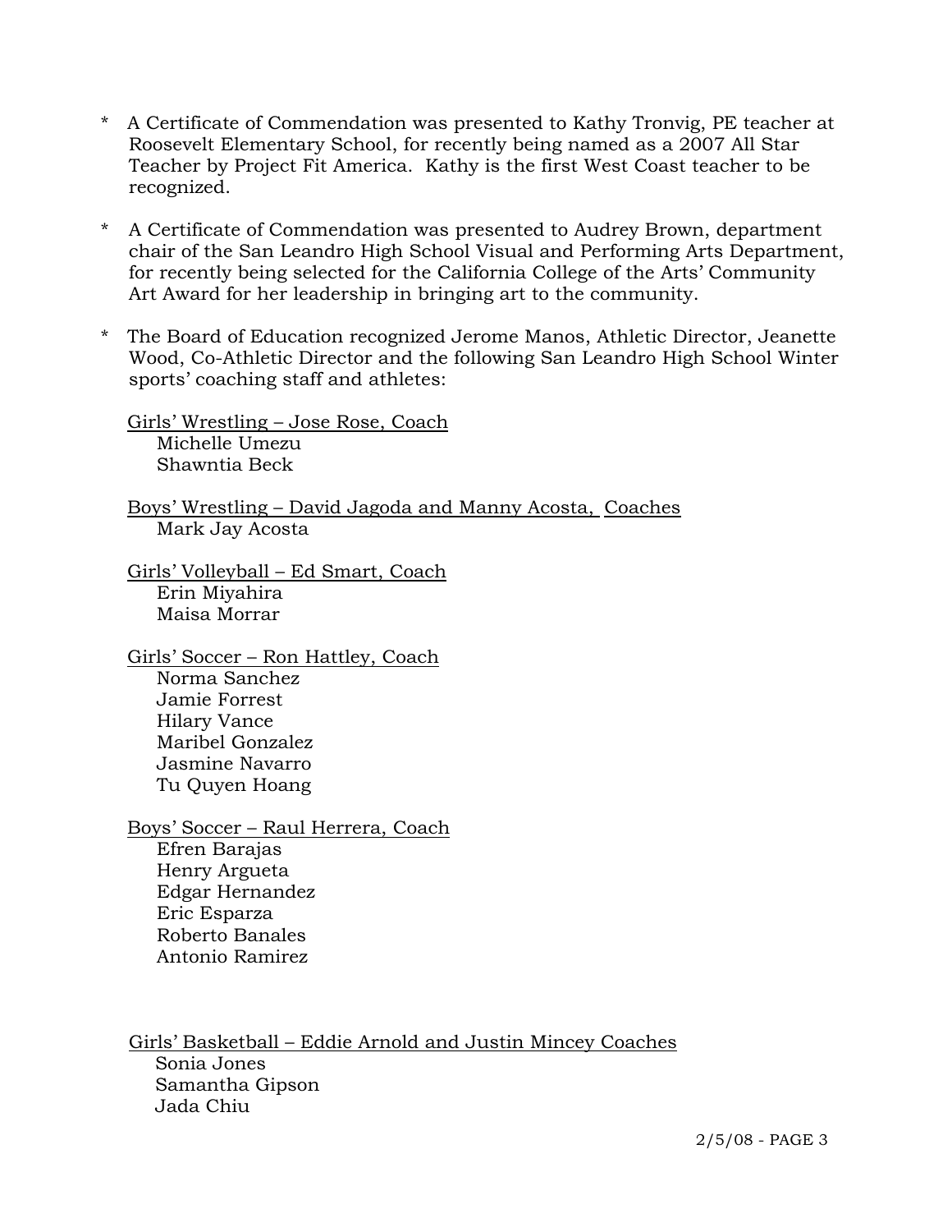* A Certificate of Commendation was presented to Kathy Tronvig, PE teacher at Roosevelt Elementary School, for recently being named as a 2007 All Star Teacher by Project Fit America. Kathy is the first West Coast teacher to be recognized.

* A Certificate of Commendation was presented to Audrey Brown, department chair of the San Leandro High School Visual and Performing Arts Department, for recently being selected for the California College of the Arts' Community Art Award for her leadership in bringing art to the community.

* The Board of Education recognized Jerome Manos, Athletic Director, Jeanette Wood, Co-Athletic Director and the following San Leandro High School Winter sports' coaching staff and athletes:

  <u>Girls' Wrestling – Jose Rose, Coach</u>
  Michelle Umezu
  Shawntia Beck

  <u>Boys' Wrestling – David Jagoda and Manny Acosta, Coaches</u>
  Mark Jay Acosta

  <u>Girls' Volleyball – Ed Smart, Coach</u>
  Erin Miyahira
  Maisa Morrar

  <u>Girls' Soccer – Ron Hattley, Coach</u>
  Norma Sanchez
  Jamie Forrest
  Hilary Vance
  Maribel Gonzalez
  Jasmine Navarro
  Tu Quyen Hoang

  <u>Boys' Soccer – Raul Herrera, Coach</u>
  Efren Barajas
  Henry Argueta
  Edgar Hernandez
  Eric Esparza
  Roberto Banales
  Antonio Ramirez

  <u>Girls' Basketball – Eddie Arnold and Justin Mincey Coaches</u>
  Sonia Jones
  Samantha Gipson
  Jada Chiu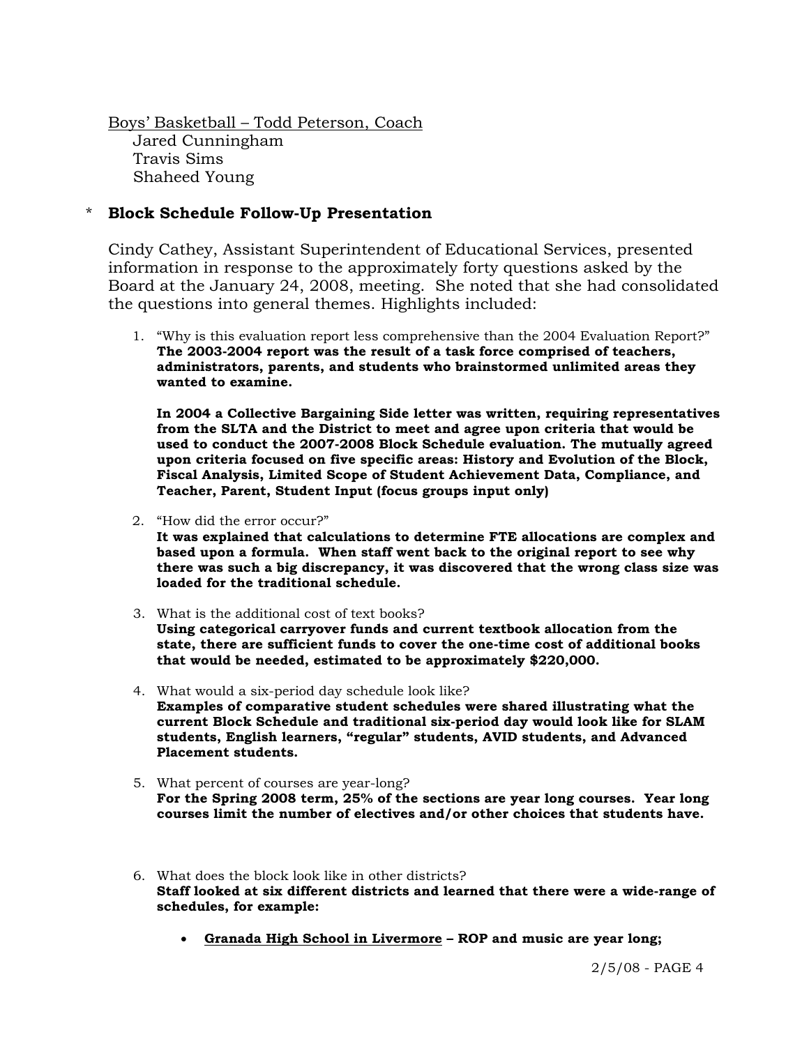<u>Boys' Basketball – Todd Peterson, Coach</u>
Jared Cunningham
Travis Sims
Shaheed Young

\* **Block Schedule Follow-Up Presentation**

Cindy Cathey, Assistant Superintendent of Educational Services, presented information in response to the approximately forty questions asked by the Board at the January 24, 2008, meeting. She noted that she had consolidated the questions into general themes. Highlights included:

1. "Why is this evaluation report less comprehensive than the 2004 Evaluation Report?"
   **The 2003-2004 report was the result of a task force comprised of teachers, administrators, parents, and students who brainstormed unlimited areas they wanted to examine.**

   **In 2004 a Collective Bargaining Side letter was written, requiring representatives from the SLTA and the District to meet and agree upon criteria that would be used to conduct the 2007-2008 Block Schedule evaluation. The mutually agreed upon criteria focused on five specific areas: History and Evolution of the Block, Fiscal Analysis, Limited Scope of Student Achievement Data, Compliance, and Teacher, Parent, Student Input (focus groups input only)**

2. "How did the error occur?"
   **It was explained that calculations to determine FTE allocations are complex and based upon a formula. When staff went back to the original report to see why there was such a big discrepancy, it was discovered that the wrong class size was loaded for the traditional schedule.**

3. What is the additional cost of text books?
   **Using categorical carryover funds and current textbook allocation from the state, there are sufficient funds to cover the one-time cost of additional books that would be needed, estimated to be approximately $220,000.**

4. What would a six-period day schedule look like?
   **Examples of comparative student schedules were shared illustrating what the current Block Schedule and traditional six-period day would look like for SLAM students, English learners, "regular" students, AVID students, and Advanced Placement students.**

5. What percent of courses are year-long?
   **For the Spring 2008 term, 25% of the sections are year long courses. Year long courses limit the number of electives and/or other choices that students have.**

6. What does the block look like in other districts?
   **Staff looked at six different districts and learned that there were a wide-range of schedules, for example:**

   - **<u>Granada High School in Livermore</u> – ROP and music are year long;**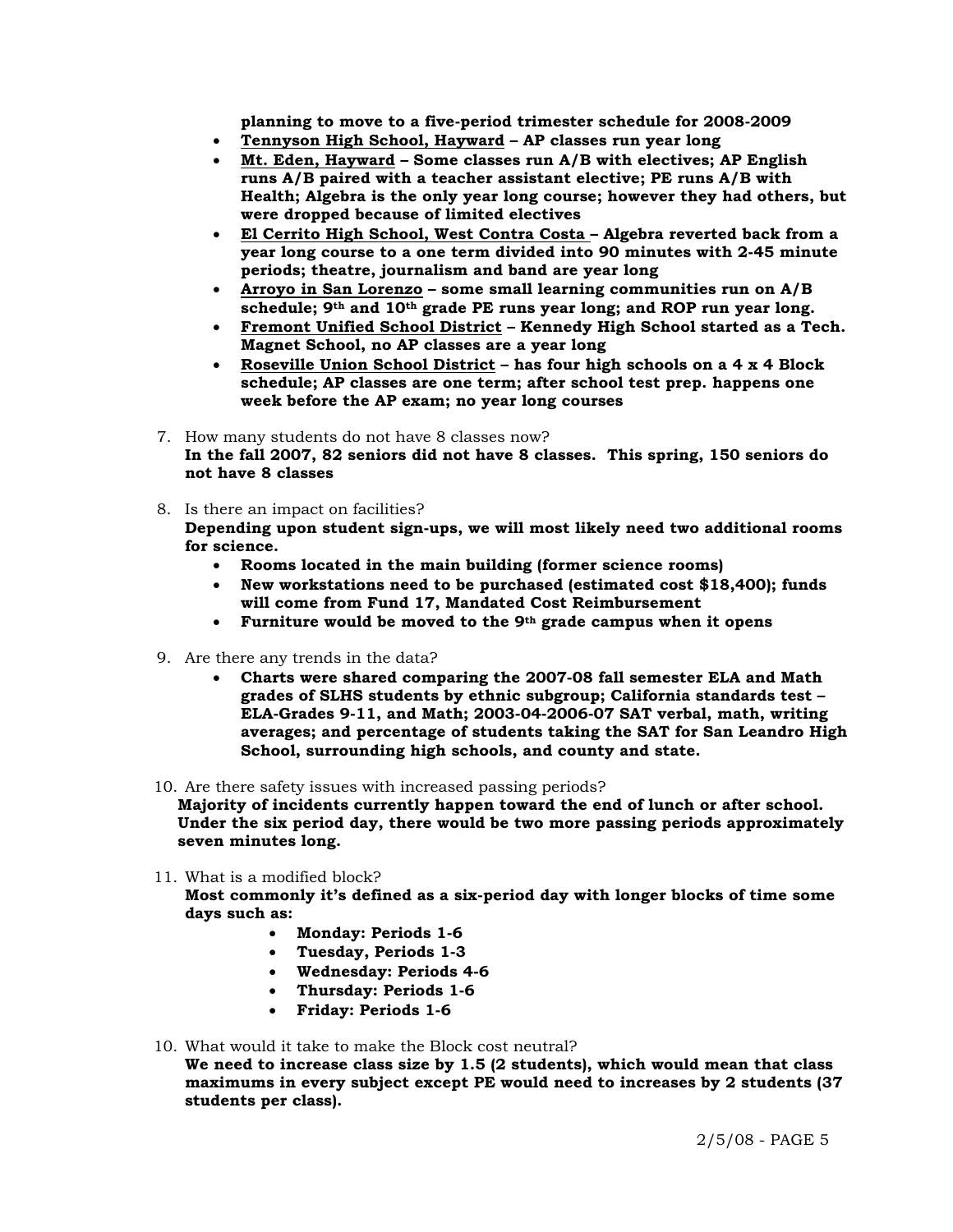**planning to move to a five-period trimester schedule for 2008-2009**

- <u>Tennyson High School, Hayward</u> **– AP classes run year long**
- <u>Mt. Eden, Hayward</u> **– Some classes run A/B with electives; AP English runs A/B paired with a teacher assistant elective; PE runs A/B with Health; Algebra is the only year long course; however they had others, but were dropped because of limited electives**
- <u>El Cerrito High School, West Contra Costa</u> **– Algebra reverted back from a year long course to a one term divided into 90 minutes with 2-45 minute periods; theatre, journalism and band are year long**
- <u>Arroyo in San Lorenzo</u> **– some small learning communities run on A/B schedule; 9th and 10th grade PE runs year long; and ROP run year long.**
- <u>Fremont Unified School District</u> **– Kennedy High School started as a Tech. Magnet School, no AP classes are a year long**
- <u>Roseville Union School District</u> **– has four high schools on a 4 x 4 Block schedule; AP classes are one term; after school test prep. happens one week before the AP exam; no year long courses**

7. How many students do not have 8 classes now?
   **In the fall 2007, 82 seniors did not have 8 classes. This spring, 150 seniors do not have 8 classes**

8. Is there an impact on facilities?
   **Depending upon student sign-ups, we will most likely need two additional rooms for science.**
   - **Rooms located in the main building (former science rooms)**
   - **New workstations need to be purchased (estimated cost $18,400); funds will come from Fund 17, Mandated Cost Reimbursement**
   - **Furniture would be moved to the 9th grade campus when it opens**

9. Are there any trends in the data?
   - **Charts were shared comparing the 2007-08 fall semester ELA and Math grades of SLHS students by ethnic subgroup; California standards test – ELA-Grades 9-11, and Math; 2003-04-2006-07 SAT verbal, math, writing averages; and percentage of students taking the SAT for San Leandro High School, surrounding high schools, and county and state.**

10. Are there safety issues with increased passing periods?
    **Majority of incidents currently happen toward the end of lunch or after school. Under the six period day, there would be two more passing periods approximately seven minutes long.**

11. What is a modified block?
    **Most commonly it's defined as a six-period day with longer blocks of time some days such as:**
    - **Monday: Periods 1-6**
    - **Tuesday, Periods 1-3**
    - **Wednesday: Periods 4-6**
    - **Thursday: Periods 1-6**
    - **Friday: Periods 1-6**

10. What would it take to make the Block cost neutral?
    **We need to increase class size by 1.5 (2 students), which would mean that class maximums in every subject except PE would need to increases by 2 students (37 students per class).**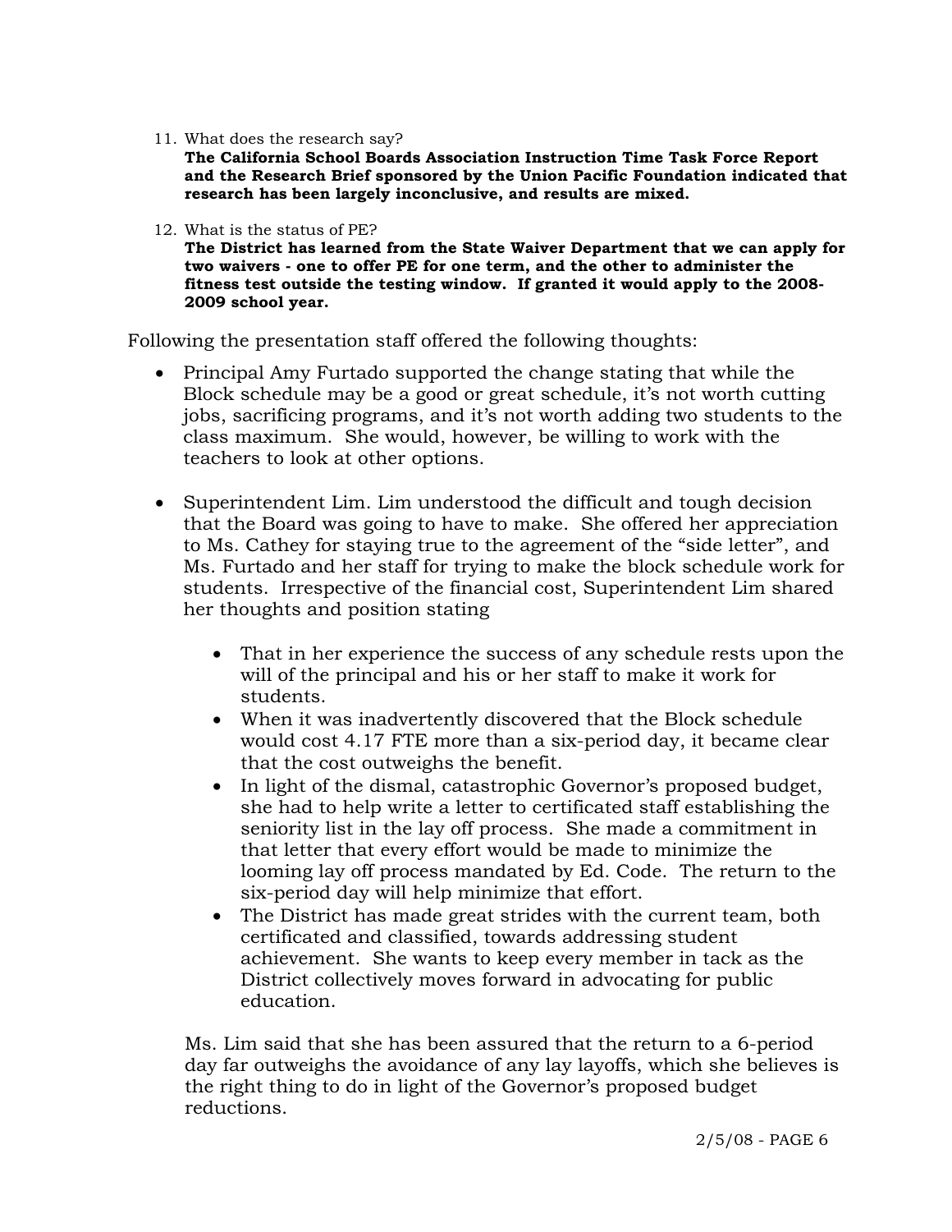11. What does the research say?
**The California School Boards Association Instruction Time Task Force Report and the Research Brief sponsored by the Union Pacific Foundation indicated that research has been largely inconclusive, and results are mixed.**

12. What is the status of PE?
**The District has learned from the State Waiver Department that we can apply for two waivers - one to offer PE for one term, and the other to administer the fitness test outside the testing window. If granted it would apply to the 2008-2009 school year.**

Following the presentation staff offered the following thoughts:

- Principal Amy Furtado supported the change stating that while the Block schedule may be a good or great schedule, it's not worth cutting jobs, sacrificing programs, and it's not worth adding two students to the class maximum. She would, however, be willing to work with the teachers to look at other options.

- Superintendent Lim. Lim understood the difficult and tough decision that the Board was going to have to make. She offered her appreciation to Ms. Cathey for staying true to the agreement of the "side letter", and Ms. Furtado and her staff for trying to make the block schedule work for students. Irrespective of the financial cost, Superintendent Lim shared her thoughts and position stating

  - That in her experience the success of any schedule rests upon the will of the principal and his or her staff to make it work for students.
  - When it was inadvertently discovered that the Block schedule would cost 4.17 FTE more than a six-period day, it became clear that the cost outweighs the benefit.
  - In light of the dismal, catastrophic Governor's proposed budget, she had to help write a letter to certificated staff establishing the seniority list in the lay off process. She made a commitment in that letter that every effort would be made to minimize the looming lay off process mandated by Ed. Code. The return to the six-period day will help minimize that effort.
  - The District has made great strides with the current team, both certificated and classified, towards addressing student achievement. She wants to keep every member in tack as the District collectively moves forward in advocating for public education.

  Ms. Lim said that she has been assured that the return to a 6-period day far outweighs the avoidance of any lay layoffs, which she believes is the right thing to do in light of the Governor's proposed budget reductions.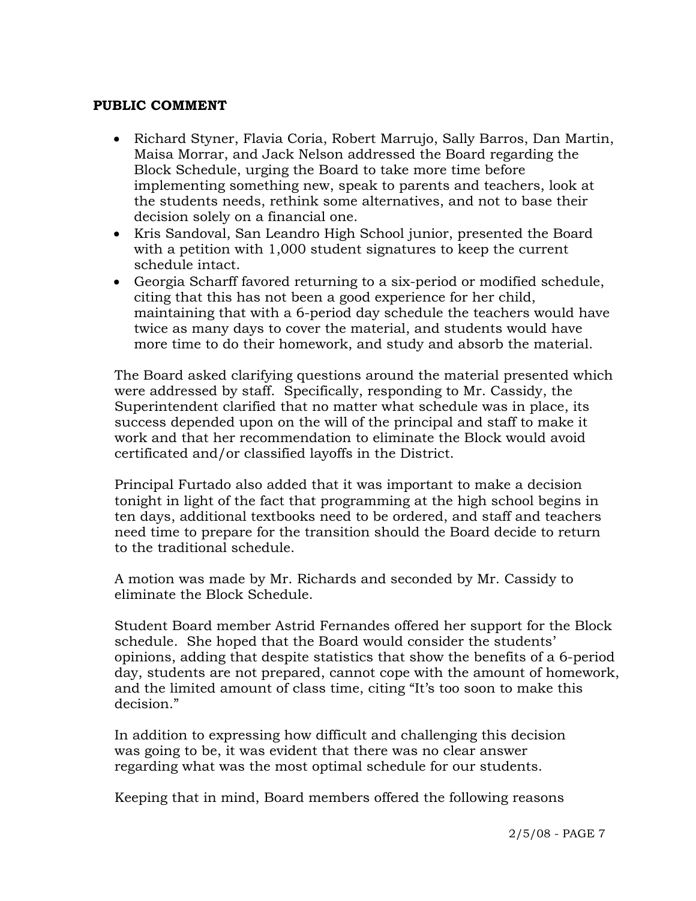**PUBLIC COMMENT**

- Richard Styner, Flavia Coria, Robert Marrujo, Sally Barros, Dan Martin, Maisa Morrar, and Jack Nelson addressed the Board regarding the Block Schedule, urging the Board to take more time before implementing something new, speak to parents and teachers, look at the students needs, rethink some alternatives, and not to base their decision solely on a financial one.
- Kris Sandoval, San Leandro High School junior, presented the Board with a petition with 1,000 student signatures to keep the current schedule intact.
- Georgia Scharff favored returning to a six-period or modified schedule, citing that this has not been a good experience for her child, maintaining that with a 6-period day schedule the teachers would have twice as many days to cover the material, and students would have more time to do their homework, and study and absorb the material.

The Board asked clarifying questions around the material presented which were addressed by staff. Specifically, responding to Mr. Cassidy, the Superintendent clarified that no matter what schedule was in place, its success depended upon on the will of the principal and staff to make it work and that her recommendation to eliminate the Block would avoid certificated and/or classified layoffs in the District.

Principal Furtado also added that it was important to make a decision tonight in light of the fact that programming at the high school begins in ten days, additional textbooks need to be ordered, and staff and teachers need time to prepare for the transition should the Board decide to return to the traditional schedule.

A motion was made by Mr. Richards and seconded by Mr. Cassidy to eliminate the Block Schedule.

Student Board member Astrid Fernandes offered her support for the Block schedule. She hoped that the Board would consider the students' opinions, adding that despite statistics that show the benefits of a 6-period day, students are not prepared, cannot cope with the amount of homework, and the limited amount of class time, citing "It's too soon to make this decision."

In addition to expressing how difficult and challenging this decision was going to be, it was evident that there was no clear answer regarding what was the most optimal schedule for our students.

Keeping that in mind, Board members offered the following reasons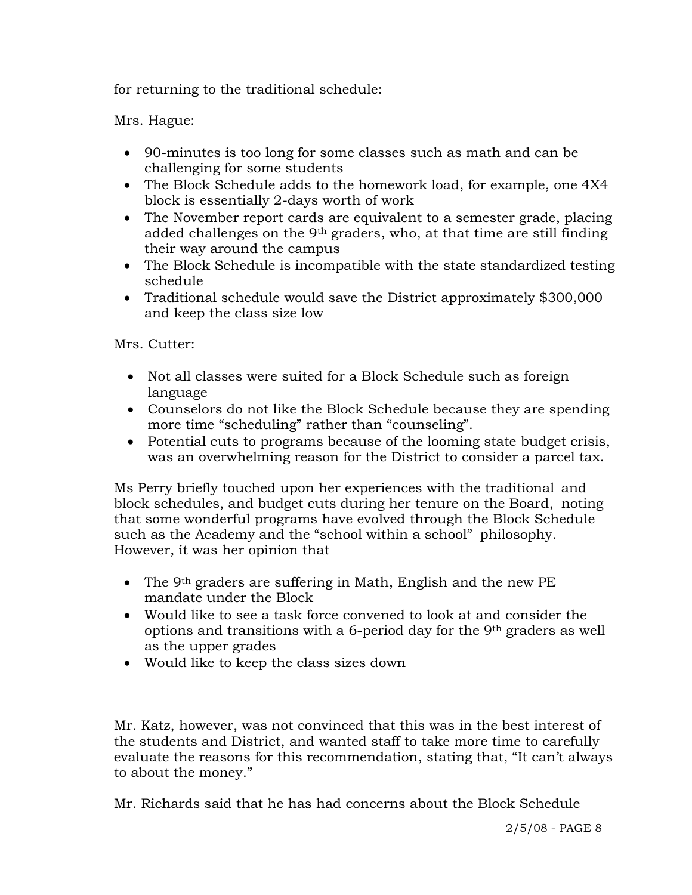for returning to the traditional schedule:

Mrs. Hague:

- 90-minutes is too long for some classes such as math and can be challenging for some students
- The Block Schedule adds to the homework load, for example, one 4X4 block is essentially 2-days worth of work
- The November report cards are equivalent to a semester grade, placing added challenges on the 9th graders, who, at that time are still finding their way around the campus
- The Block Schedule is incompatible with the state standardized testing schedule
- Traditional schedule would save the District approximately $300,000 and keep the class size low

Mrs. Cutter:

- Not all classes were suited for a Block Schedule such as foreign language
- Counselors do not like the Block Schedule because they are spending more time "scheduling" rather than "counseling".
- Potential cuts to programs because of the looming state budget crisis, was an overwhelming reason for the District to consider a parcel tax.

Ms Perry briefly touched upon her experiences with the traditional and block schedules, and budget cuts during her tenure on the Board, noting that some wonderful programs have evolved through the Block Schedule such as the Academy and the "school within a school" philosophy. However, it was her opinion that

- The 9th graders are suffering in Math, English and the new PE mandate under the Block
- Would like to see a task force convened to look at and consider the options and transitions with a 6-period day for the 9th graders as well as the upper grades
- Would like to keep the class sizes down

Mr. Katz, however, was not convinced that this was in the best interest of the students and District, and wanted staff to take more time to carefully evaluate the reasons for this recommendation, stating that, "It can't always to about the money."

Mr. Richards said that he has had concerns about the Block Schedule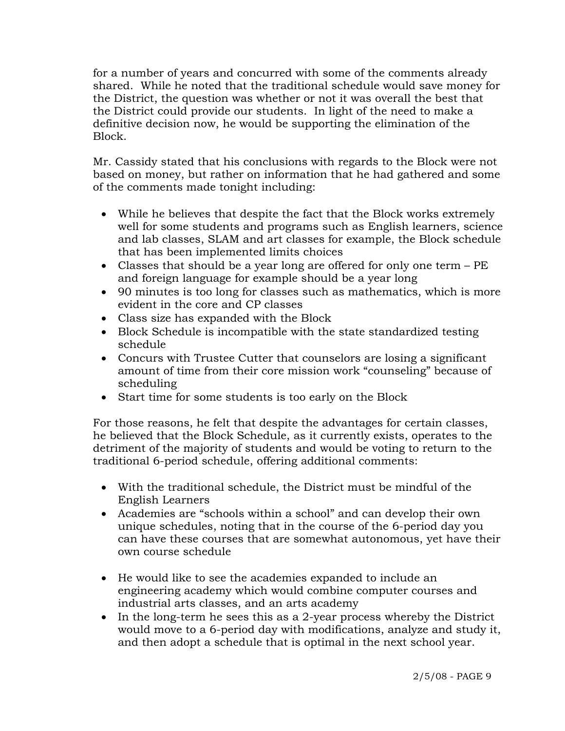for a number of years and concurred with some of the comments already shared. While he noted that the traditional schedule would save money for the District, the question was whether or not it was overall the best that the District could provide our students. In light of the need to make a definitive decision now, he would be supporting the elimination of the Block.

Mr. Cassidy stated that his conclusions with regards to the Block were not based on money, but rather on information that he had gathered and some of the comments made tonight including:

- While he believes that despite the fact that the Block works extremely well for some students and programs such as English learners, science and lab classes, SLAM and art classes for example, the Block schedule that has been implemented limits choices
- Classes that should be a year long are offered for only one term – PE and foreign language for example should be a year long
- 90 minutes is too long for classes such as mathematics, which is more evident in the core and CP classes
- Class size has expanded with the Block
- Block Schedule is incompatible with the state standardized testing schedule
- Concurs with Trustee Cutter that counselors are losing a significant amount of time from their core mission work "counseling" because of scheduling
- Start time for some students is too early on the Block

For those reasons, he felt that despite the advantages for certain classes, he believed that the Block Schedule, as it currently exists, operates to the detriment of the majority of students and would be voting to return to the traditional 6-period schedule, offering additional comments:

- With the traditional schedule, the District must be mindful of the English Learners
- Academies are "schools within a school" and can develop their own unique schedules, noting that in the course of the 6-period day you can have these courses that are somewhat autonomous, yet have their own course schedule
- He would like to see the academies expanded to include an engineering academy which would combine computer courses and industrial arts classes, and an arts academy
- In the long-term he sees this as a 2-year process whereby the District would move to a 6-period day with modifications, analyze and study it, and then adopt a schedule that is optimal in the next school year.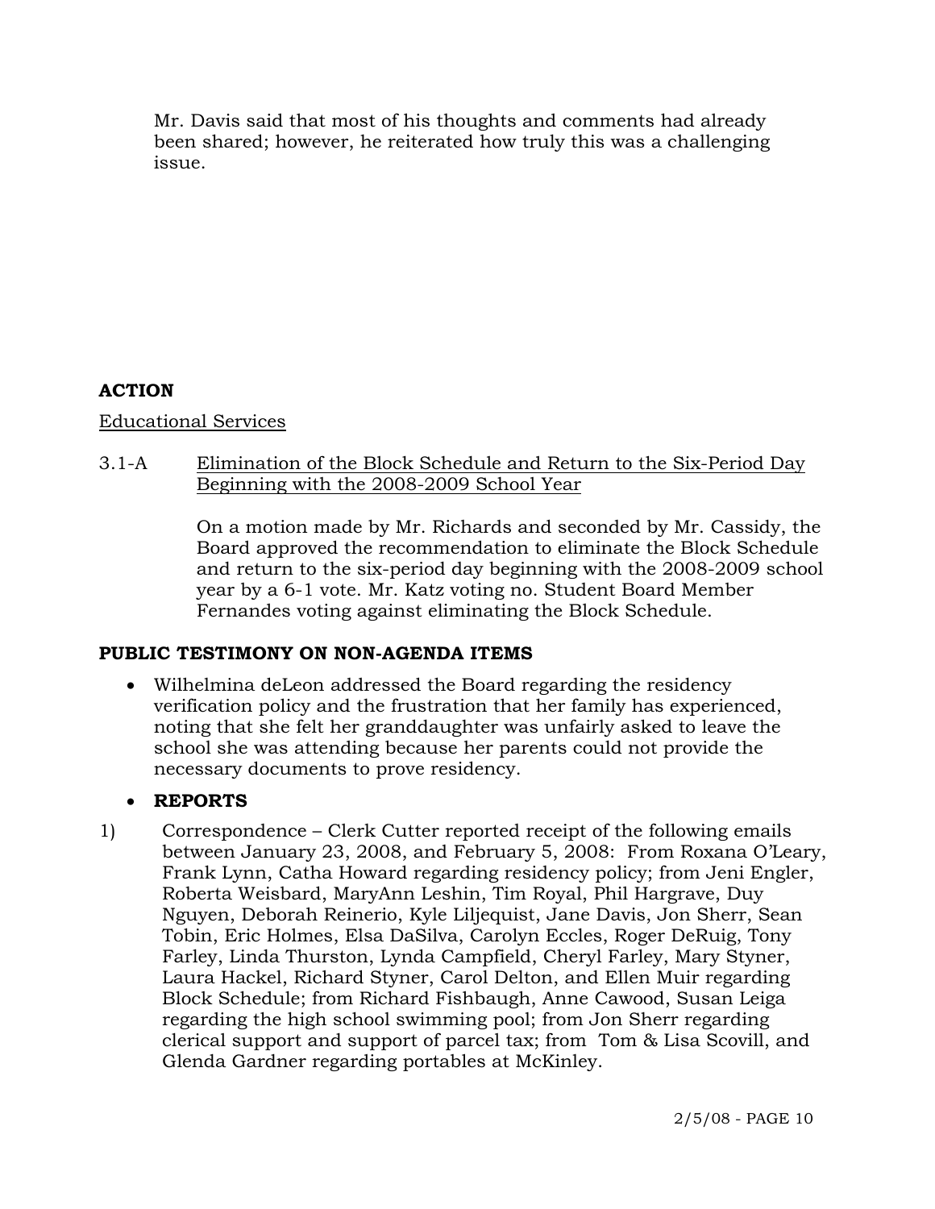Mr. Davis said that most of his thoughts and comments had already been shared; however, he reiterated how truly this was a challenging issue.

## ACTION

Educational Services

3.1-A Elimination of the Block Schedule and Return to the Six-Period Day Beginning with the 2008-2009 School Year

On a motion made by Mr. Richards and seconded by Mr. Cassidy, the Board approved the recommendation to eliminate the Block Schedule and return to the six-period day beginning with the 2008-2009 school year by a 6-1 vote. Mr. Katz voting no. Student Board Member Fernandes voting against eliminating the Block Schedule.

## PUBLIC TESTIMONY ON NON-AGENDA ITEMS

- Wilhelmina deLeon addressed the Board regarding the residency verification policy and the frustration that her family has experienced, noting that she felt her granddaughter was unfairly asked to leave the school she was attending because her parents could not provide the necessary documents to prove residency.

- **REPORTS**

1) Correspondence – Clerk Cutter reported receipt of the following emails between January 23, 2008, and February 5, 2008: From Roxana O'Leary, Frank Lynn, Catha Howard regarding residency policy; from Jeni Engler, Roberta Weisbard, MaryAnn Leshin, Tim Royal, Phil Hargrave, Duy Nguyen, Deborah Reinerio, Kyle Liljequist, Jane Davis, Jon Sherr, Sean Tobin, Eric Holmes, Elsa DaSilva, Carolyn Eccles, Roger DeRuig, Tony Farley, Linda Thurston, Lynda Campfield, Cheryl Farley, Mary Styner, Laura Hackel, Richard Styner, Carol Delton, and Ellen Muir regarding Block Schedule; from Richard Fishbaugh, Anne Cawood, Susan Leiga regarding the high school swimming pool; from Jon Sherr regarding clerical support and support of parcel tax; from Tom & Lisa Scovill, and Glenda Gardner regarding portables at McKinley.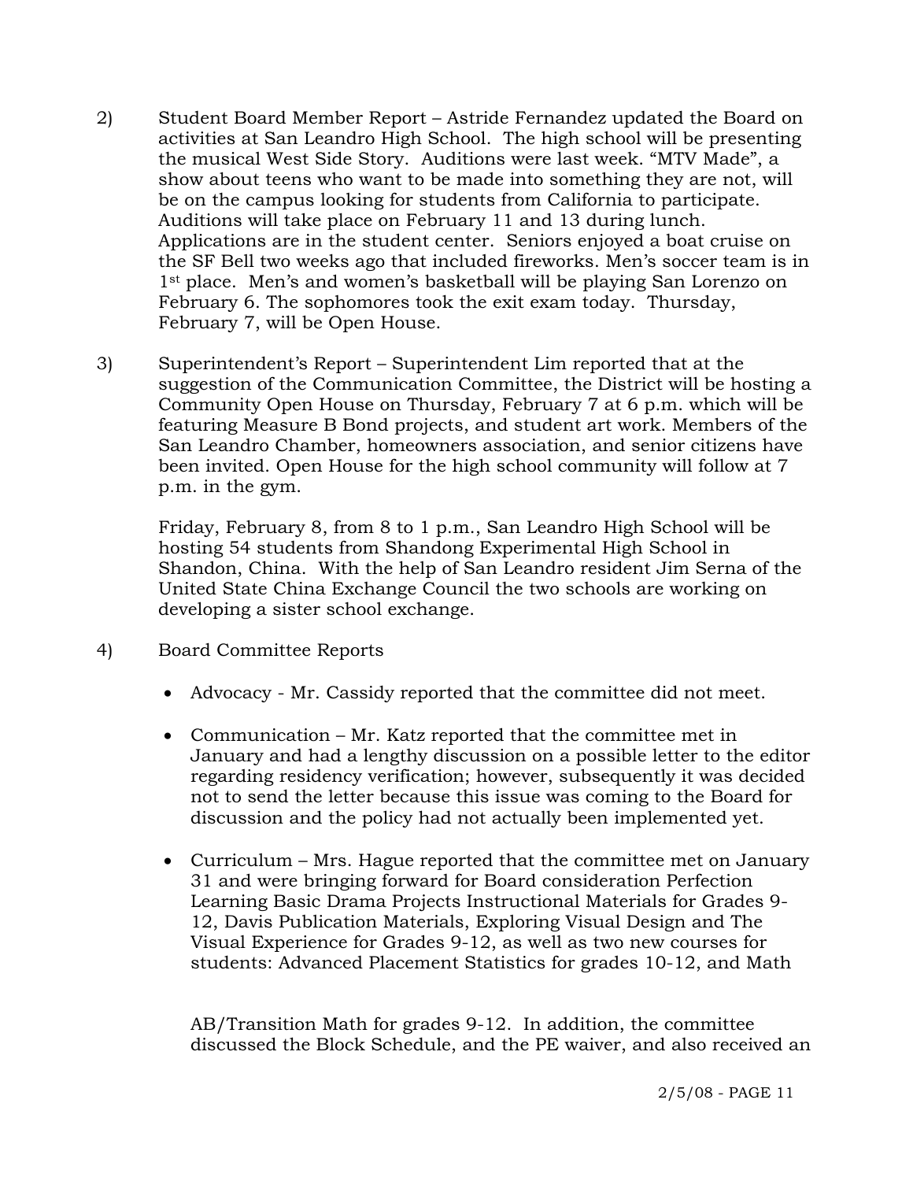2) Student Board Member Report – Astride Fernandez updated the Board on activities at San Leandro High School. The high school will be presenting the musical West Side Story. Auditions were last week. "MTV Made", a show about teens who want to be made into something they are not, will be on the campus looking for students from California to participate. Auditions will take place on February 11 and 13 during lunch. Applications are in the student center. Seniors enjoyed a boat cruise on the SF Bell two weeks ago that included fireworks. Men's soccer team is in 1st place. Men's and women's basketball will be playing San Lorenzo on February 6. The sophomores took the exit exam today. Thursday, February 7, will be Open House.

3) Superintendent's Report – Superintendent Lim reported that at the suggestion of the Communication Committee, the District will be hosting a Community Open House on Thursday, February 7 at 6 p.m. which will be featuring Measure B Bond projects, and student art work. Members of the San Leandro Chamber, homeowners association, and senior citizens have been invited. Open House for the high school community will follow at 7 p.m. in the gym.

   Friday, February 8, from 8 to 1 p.m., San Leandro High School will be hosting 54 students from Shandong Experimental High School in Shandon, China. With the help of San Leandro resident Jim Serna of the United State China Exchange Council the two schools are working on developing a sister school exchange.

4) Board Committee Reports

   - Advocacy - Mr. Cassidy reported that the committee did not meet.

   - Communication – Mr. Katz reported that the committee met in January and had a lengthy discussion on a possible letter to the editor regarding residency verification; however, subsequently it was decided not to send the letter because this issue was coming to the Board for discussion and the policy had not actually been implemented yet.

   - Curriculum – Mrs. Hague reported that the committee met on January 31 and were bringing forward for Board consideration Perfection Learning Basic Drama Projects Instructional Materials for Grades 9-12, Davis Publication Materials, Exploring Visual Design and The Visual Experience for Grades 9-12, as well as two new courses for students: Advanced Placement Statistics for grades 10-12, and Math

     AB/Transition Math for grades 9-12. In addition, the committee discussed the Block Schedule, and the PE waiver, and also received an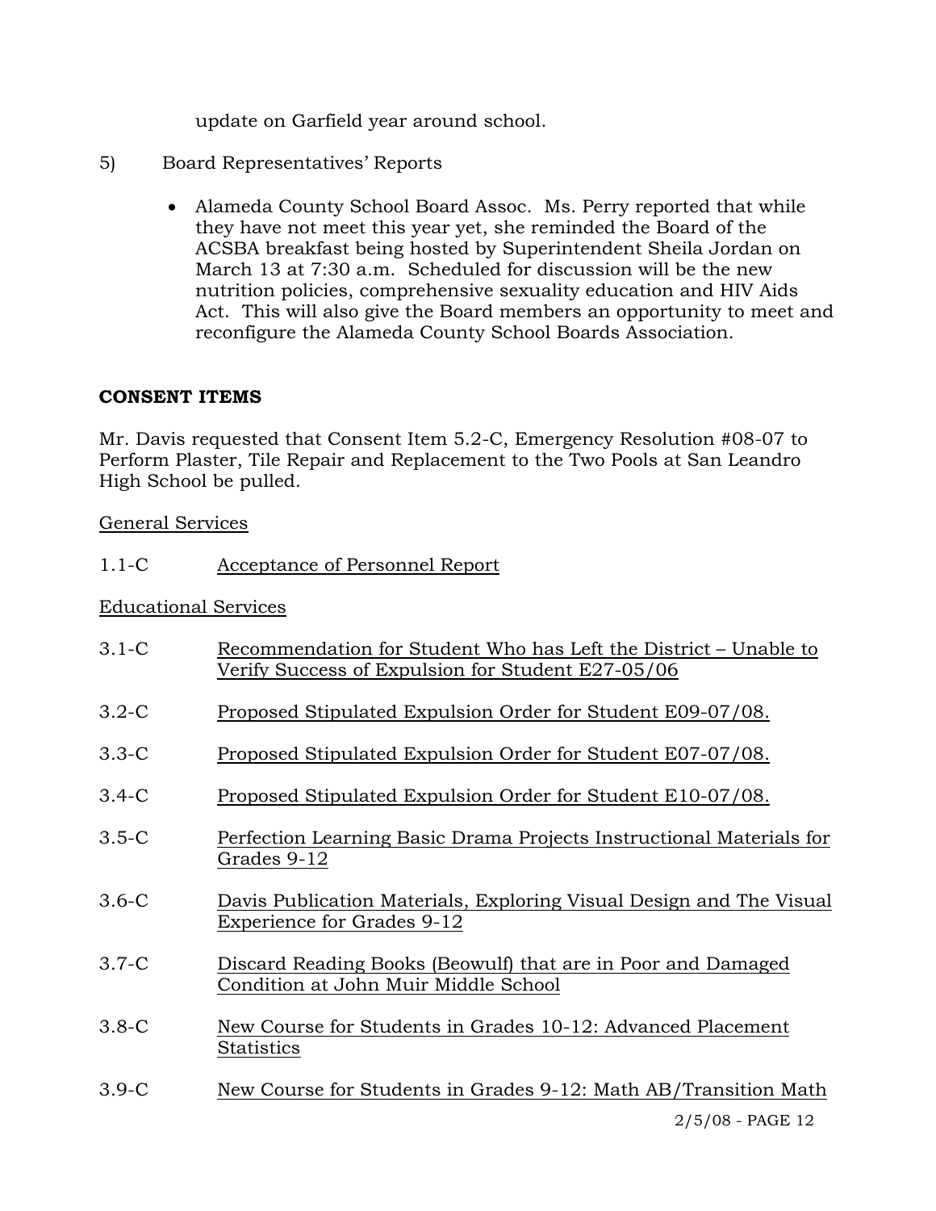update on Garfield year around school.

5) Board Representatives' Reports

- Alameda County School Board Assoc. Ms. Perry reported that while they have not meet this year yet, she reminded the Board of the ACSBA breakfast being hosted by Superintendent Sheila Jordan on March 13 at 7:30 a.m. Scheduled for discussion will be the new nutrition policies, comprehensive sexuality education and HIV Aids Act. This will also give the Board members an opportunity to meet and reconfigure the Alameda County School Boards Association.

**CONSENT ITEMS**

Mr. Davis requested that Consent Item 5.2-C, Emergency Resolution #08-07 to Perform Plaster, Tile Repair and Replacement to the Two Pools at San Leandro High School be pulled.

General Services

1.1-C Acceptance of Personnel Report

Educational Services

3.1-C Recommendation for Student Who has Left the District – Unable to Verify Success of Expulsion for Student E27-05/06

3.2-C Proposed Stipulated Expulsion Order for Student E09-07/08.

3.3-C Proposed Stipulated Expulsion Order for Student E07-07/08.

3.4-C Proposed Stipulated Expulsion Order for Student E10-07/08.

3.5-C Perfection Learning Basic Drama Projects Instructional Materials for Grades 9-12

3.6-C Davis Publication Materials, Exploring Visual Design and The Visual Experience for Grades 9-12

3.7-C Discard Reading Books (Beowulf) that are in Poor and Damaged Condition at John Muir Middle School

3.8-C New Course for Students in Grades 10-12: Advanced Placement Statistics

3.9-C New Course for Students in Grades 9-12: Math AB/Transition Math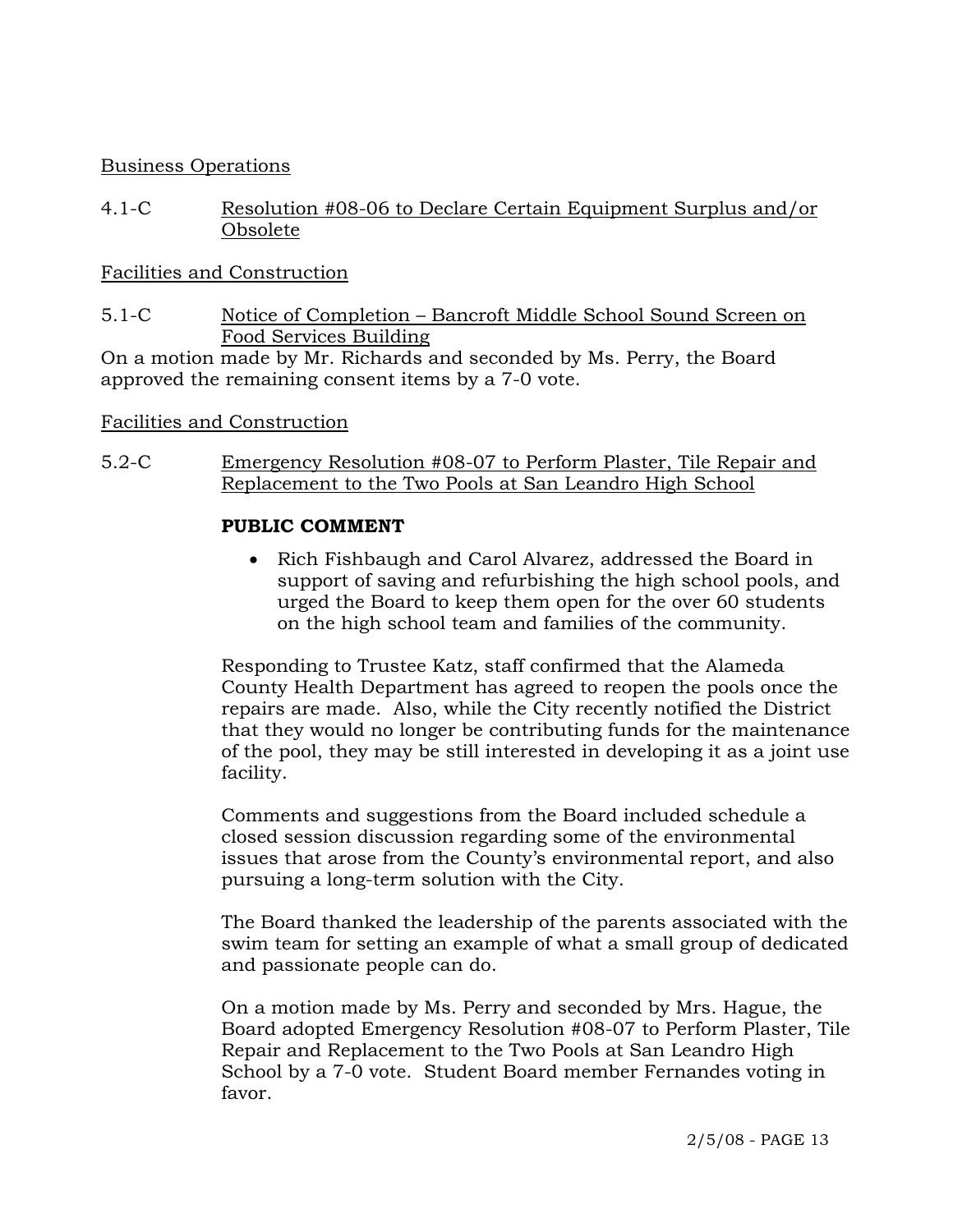Business Operations

4.1-C Resolution #08-06 to Declare Certain Equipment Surplus and/or Obsolete

Facilities and Construction

5.1-C Notice of Completion – Bancroft Middle School Sound Screen on Food Services Building

On a motion made by Mr. Richards and seconded by Ms. Perry, the Board approved the remaining consent items by a 7-0 vote.

Facilities and Construction

5.2-C Emergency Resolution #08-07 to Perform Plaster, Tile Repair and Replacement to the Two Pools at San Leandro High School

**PUBLIC COMMENT**

- Rich Fishbaugh and Carol Alvarez, addressed the Board in support of saving and refurbishing the high school pools, and urged the Board to keep them open for the over 60 students on the high school team and families of the community.

Responding to Trustee Katz, staff confirmed that the Alameda County Health Department has agreed to reopen the pools once the repairs are made. Also, while the City recently notified the District that they would no longer be contributing funds for the maintenance of the pool, they may be still interested in developing it as a joint use facility.

Comments and suggestions from the Board included schedule a closed session discussion regarding some of the environmental issues that arose from the County's environmental report, and also pursuing a long-term solution with the City.

The Board thanked the leadership of the parents associated with the swim team for setting an example of what a small group of dedicated and passionate people can do.

On a motion made by Ms. Perry and seconded by Mrs. Hague, the Board adopted Emergency Resolution #08-07 to Perform Plaster, Tile Repair and Replacement to the Two Pools at San Leandro High School by a 7-0 vote. Student Board member Fernandes voting in favor.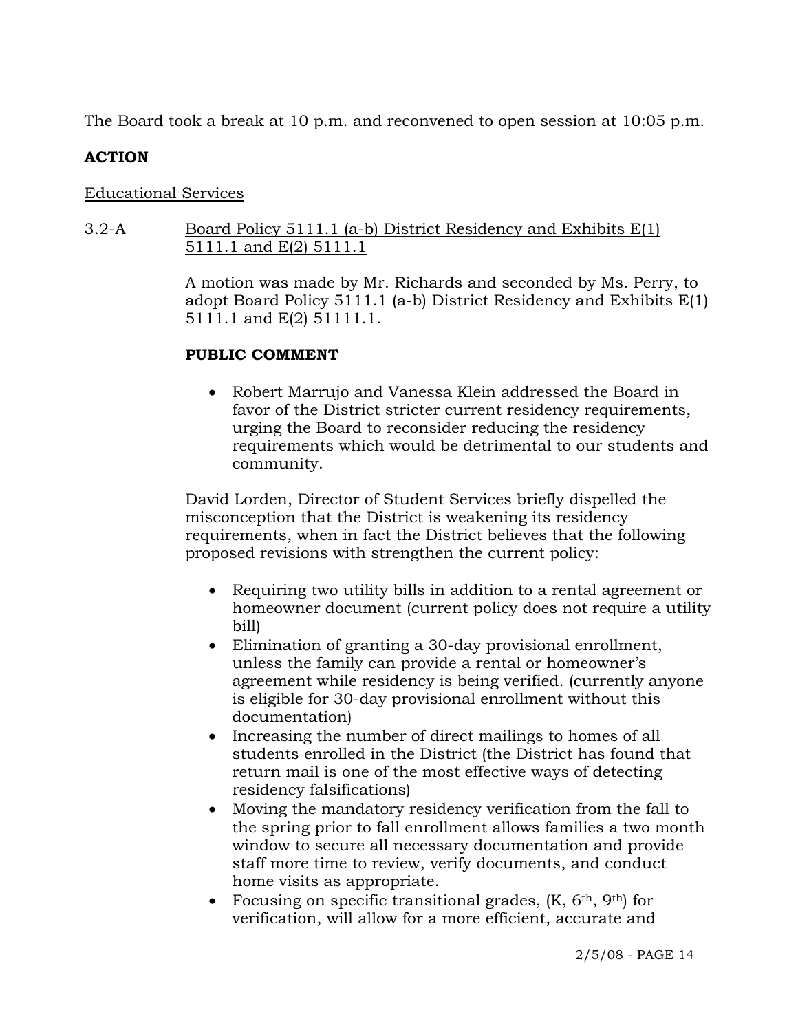The Board took a break at 10 p.m. and reconvened to open session at 10:05 p.m.

**ACTION**

Educational Services

3.2-A Board Policy 5111.1 (a-b) District Residency and Exhibits E(1) 5111.1 and E(2) 5111.1

A motion was made by Mr. Richards and seconded by Ms. Perry, to adopt Board Policy 5111.1 (a-b) District Residency and Exhibits E(1) 5111.1 and E(2) 51111.1.

**PUBLIC COMMENT**

- Robert Marrujo and Vanessa Klein addressed the Board in favor of the District stricter current residency requirements, urging the Board to reconsider reducing the residency requirements which would be detrimental to our students and community.

David Lorden, Director of Student Services briefly dispelled the misconception that the District is weakening its residency requirements, when in fact the District believes that the following proposed revisions with strengthen the current policy:

- Requiring two utility bills in addition to a rental agreement or homeowner document (current policy does not require a utility bill)
- Elimination of granting a 30-day provisional enrollment, unless the family can provide a rental or homeowner's agreement while residency is being verified. (currently anyone is eligible for 30-day provisional enrollment without this documentation)
- Increasing the number of direct mailings to homes of all students enrolled in the District (the District has found that return mail is one of the most effective ways of detecting residency falsifications)
- Moving the mandatory residency verification from the fall to the spring prior to fall enrollment allows families a two month window to secure all necessary documentation and provide staff more time to review, verify documents, and conduct home visits as appropriate.
- Focusing on specific transitional grades, (K, 6th, 9th) for verification, will allow for a more efficient, accurate and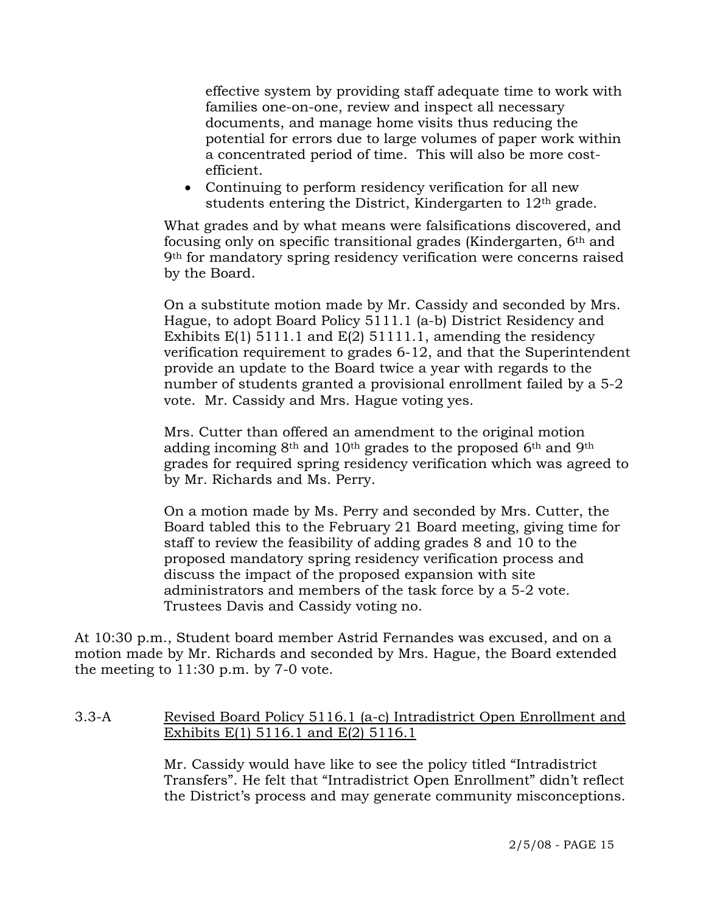effective system by providing staff adequate time to work with families one-on-one, review and inspect all necessary documents, and manage home visits thus reducing the potential for errors due to large volumes of paper work within a concentrated period of time. This will also be more cost-efficient.

- Continuing to perform residency verification for all new students entering the District, Kindergarten to 12th grade.

What grades and by what means were falsifications discovered, and focusing only on specific transitional grades (Kindergarten, 6th and 9th for mandatory spring residency verification were concerns raised by the Board.

On a substitute motion made by Mr. Cassidy and seconded by Mrs. Hague, to adopt Board Policy 5111.1 (a-b) District Residency and Exhibits E(1) 5111.1 and E(2) 51111.1, amending the residency verification requirement to grades 6-12, and that the Superintendent provide an update to the Board twice a year with regards to the number of students granted a provisional enrollment failed by a 5-2 vote. Mr. Cassidy and Mrs. Hague voting yes.

Mrs. Cutter than offered an amendment to the original motion adding incoming 8th and 10th grades to the proposed 6th and 9th grades for required spring residency verification which was agreed to by Mr. Richards and Ms. Perry.

On a motion made by Ms. Perry and seconded by Mrs. Cutter, the Board tabled this to the February 21 Board meeting, giving time for staff to review the feasibility of adding grades 8 and 10 to the proposed mandatory spring residency verification process and discuss the impact of the proposed expansion with site administrators and members of the task force by a 5-2 vote. Trustees Davis and Cassidy voting no.

At 10:30 p.m., Student board member Astrid Fernandes was excused, and on a motion made by Mr. Richards and seconded by Mrs. Hague, the Board extended the meeting to 11:30 p.m. by 7-0 vote.

3.3-A Revised Board Policy 5116.1 (a-c) Intradistrict Open Enrollment and Exhibits E(1) 5116.1 and E(2) 5116.1

Mr. Cassidy would have like to see the policy titled “Intradistrict Transfers”. He felt that “Intradistrict Open Enrollment” didn’t reflect the District’s process and may generate community misconceptions.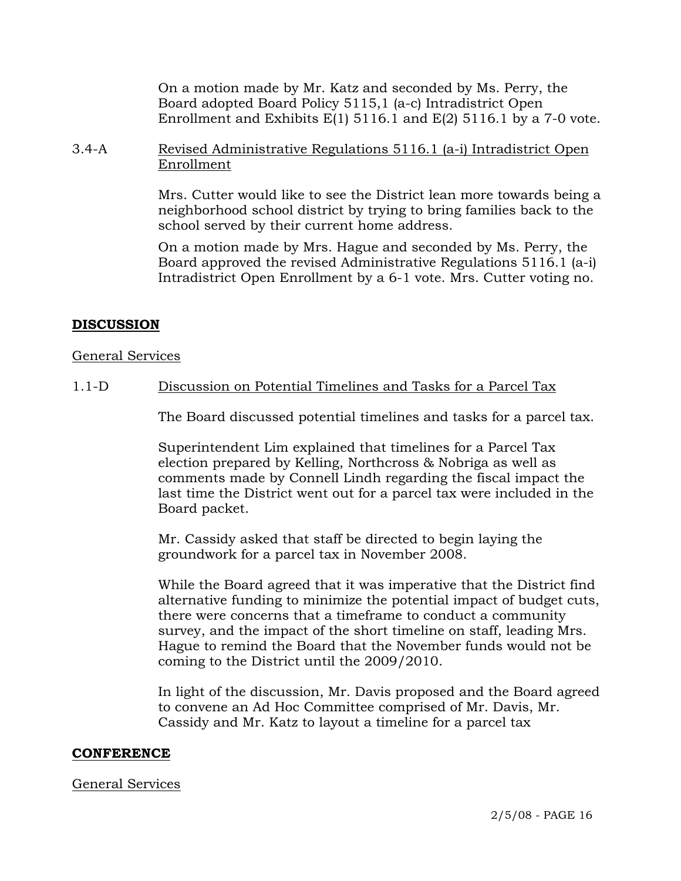On a motion made by Mr. Katz and seconded by Ms. Perry, the Board adopted Board Policy 5115,1 (a-c) Intradistrict Open Enrollment and Exhibits E(1) 5116.1 and E(2) 5116.1 by a 7-0 vote.

3.4-A Revised Administrative Regulations 5116.1 (a-i) Intradistrict Open Enrollment

Mrs. Cutter would like to see the District lean more towards being a neighborhood school district by trying to bring families back to the school served by their current home address.

On a motion made by Mrs. Hague and seconded by Ms. Perry, the Board approved the revised Administrative Regulations 5116.1 (a-i) Intradistrict Open Enrollment by a 6-1 vote. Mrs. Cutter voting no.

**DISCUSSION**

General Services

1.1-D Discussion on Potential Timelines and Tasks for a Parcel Tax

The Board discussed potential timelines and tasks for a parcel tax.

Superintendent Lim explained that timelines for a Parcel Tax election prepared by Kelling, Northcross & Nobriga as well as comments made by Connell Lindh regarding the fiscal impact the last time the District went out for a parcel tax were included in the Board packet.

Mr. Cassidy asked that staff be directed to begin laying the groundwork for a parcel tax in November 2008.

While the Board agreed that it was imperative that the District find alternative funding to minimize the potential impact of budget cuts, there were concerns that a timeframe to conduct a community survey, and the impact of the short timeline on staff, leading Mrs. Hague to remind the Board that the November funds would not be coming to the District until the 2009/2010.

In light of the discussion, Mr. Davis proposed and the Board agreed to convene an Ad Hoc Committee comprised of Mr. Davis, Mr. Cassidy and Mr. Katz to layout a timeline for a parcel tax

**CONFERENCE**

General Services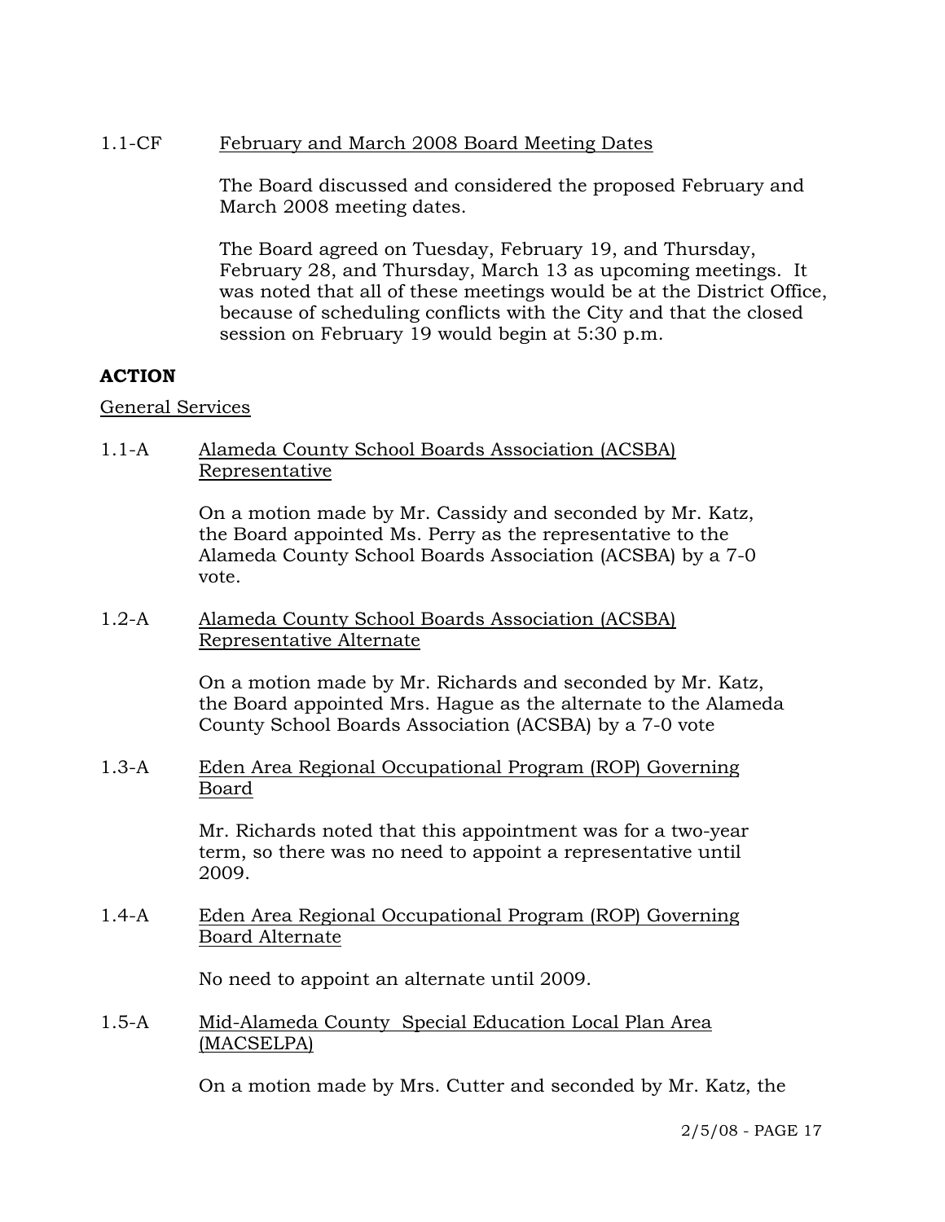1.1-CF February and March 2008 Board Meeting Dates

The Board discussed and considered the proposed February and March 2008 meeting dates.

The Board agreed on Tuesday, February 19, and Thursday, February 28, and Thursday, March 13 as upcoming meetings. It was noted that all of these meetings would be at the District Office, because of scheduling conflicts with the City and that the closed session on February 19 would begin at 5:30 p.m.

**ACTION**

General Services

1.1-A Alameda County School Boards Association (ACSBA) Representative

On a motion made by Mr. Cassidy and seconded by Mr. Katz, the Board appointed Ms. Perry as the representative to the Alameda County School Boards Association (ACSBA) by a 7-0 vote.

1.2-A Alameda County School Boards Association (ACSBA) Representative Alternate

On a motion made by Mr. Richards and seconded by Mr. Katz, the Board appointed Mrs. Hague as the alternate to the Alameda County School Boards Association (ACSBA) by a 7-0 vote

1.3-A Eden Area Regional Occupational Program (ROP) Governing Board

Mr. Richards noted that this appointment was for a two-year term, so there was no need to appoint a representative until 2009.

1.4-A Eden Area Regional Occupational Program (ROP) Governing Board Alternate

No need to appoint an alternate until 2009.

1.5-A Mid-Alameda County Special Education Local Plan Area (MACSELPA)

On a motion made by Mrs. Cutter and seconded by Mr. Katz, the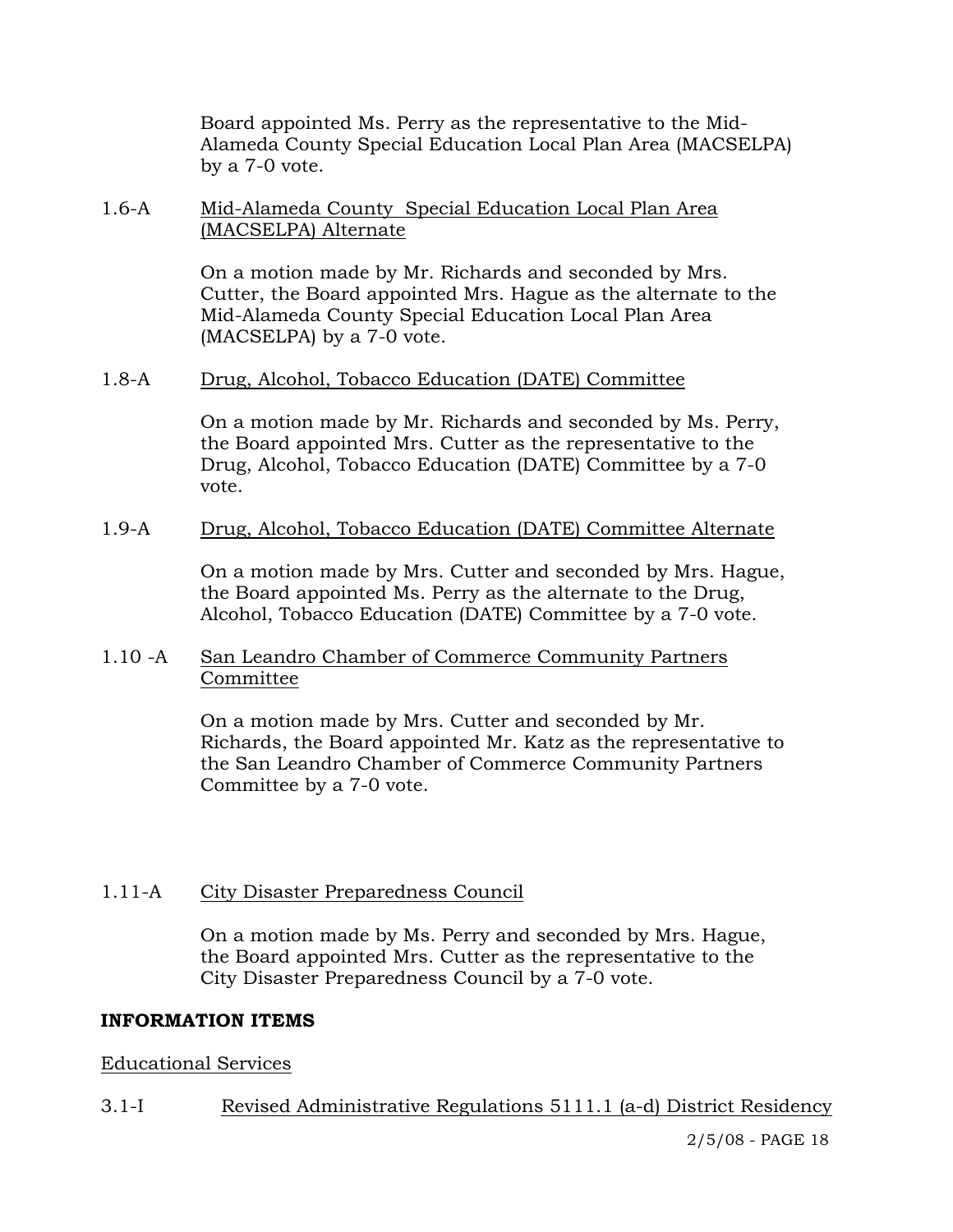Board appointed Ms. Perry as the representative to the Mid-Alameda County Special Education Local Plan Area (MACSELPA) by a 7-0 vote.

1.6-A Mid-Alameda County Special Education Local Plan Area (MACSELPA) Alternate

On a motion made by Mr. Richards and seconded by Mrs. Cutter, the Board appointed Mrs. Hague as the alternate to the Mid-Alameda County Special Education Local Plan Area (MACSELPA) by a 7-0 vote.

1.8-A Drug, Alcohol, Tobacco Education (DATE) Committee

On a motion made by Mr. Richards and seconded by Ms. Perry, the Board appointed Mrs. Cutter as the representative to the Drug, Alcohol, Tobacco Education (DATE) Committee by a 7-0 vote.

1.9-A Drug, Alcohol, Tobacco Education (DATE) Committee Alternate

On a motion made by Mrs. Cutter and seconded by Mrs. Hague, the Board appointed Ms. Perry as the alternate to the Drug, Alcohol, Tobacco Education (DATE) Committee by a 7-0 vote.

1.10 -A San Leandro Chamber of Commerce Community Partners Committee

On a motion made by Mrs. Cutter and seconded by Mr. Richards, the Board appointed Mr. Katz as the representative to the San Leandro Chamber of Commerce Community Partners Committee by a 7-0 vote.

1.11-A City Disaster Preparedness Council

On a motion made by Ms. Perry and seconded by Mrs. Hague, the Board appointed Mrs. Cutter as the representative to the City Disaster Preparedness Council by a 7-0 vote.

**INFORMATION ITEMS**

Educational Services

3.1-I Revised Administrative Regulations 5111.1 (a-d) District Residency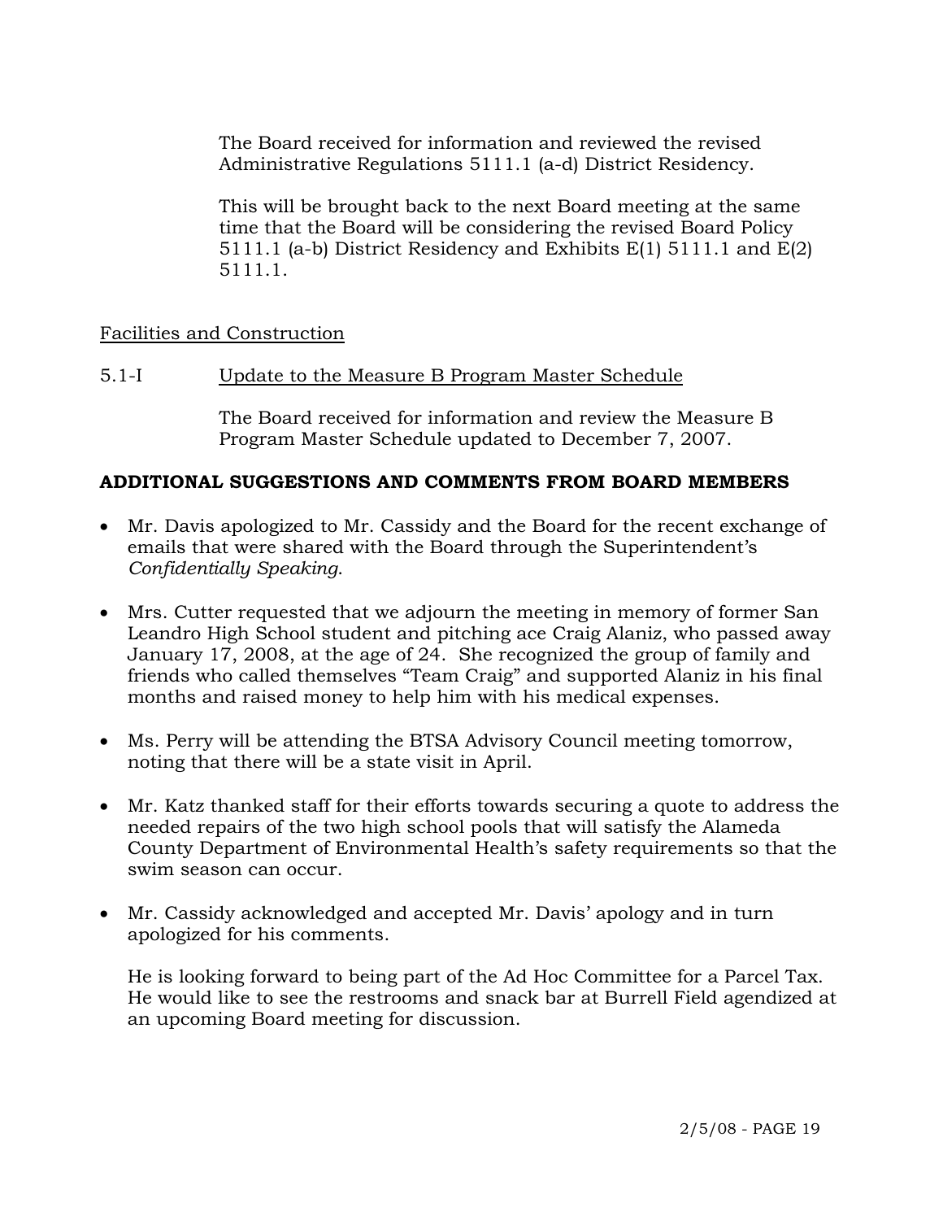The Board received for information and reviewed the revised Administrative Regulations 5111.1 (a-d) District Residency.

This will be brought back to the next Board meeting at the same time that the Board will be considering the revised Board Policy 5111.1 (a-b) District Residency and Exhibits E(1) 5111.1 and E(2) 5111.1.

Facilities and Construction

5.1-I Update to the Measure B Program Master Schedule

The Board received for information and review the Measure B Program Master Schedule updated to December 7, 2007.

**ADDITIONAL SUGGESTIONS AND COMMENTS FROM BOARD MEMBERS**

- Mr. Davis apologized to Mr. Cassidy and the Board for the recent exchange of emails that were shared with the Board through the Superintendent's *Confidentially Speaking*.

- Mrs. Cutter requested that we adjourn the meeting in memory of former San Leandro High School student and pitching ace Craig Alaniz, who passed away January 17, 2008, at the age of 24. She recognized the group of family and friends who called themselves "Team Craig" and supported Alaniz in his final months and raised money to help him with his medical expenses.

- Ms. Perry will be attending the BTSA Advisory Council meeting tomorrow, noting that there will be a state visit in April.

- Mr. Katz thanked staff for their efforts towards securing a quote to address the needed repairs of the two high school pools that will satisfy the Alameda County Department of Environmental Health's safety requirements so that the swim season can occur.

- Mr. Cassidy acknowledged and accepted Mr. Davis' apology and in turn apologized for his comments.

  He is looking forward to being part of the Ad Hoc Committee for a Parcel Tax. He would like to see the restrooms and snack bar at Burrell Field agendized at an upcoming Board meeting for discussion.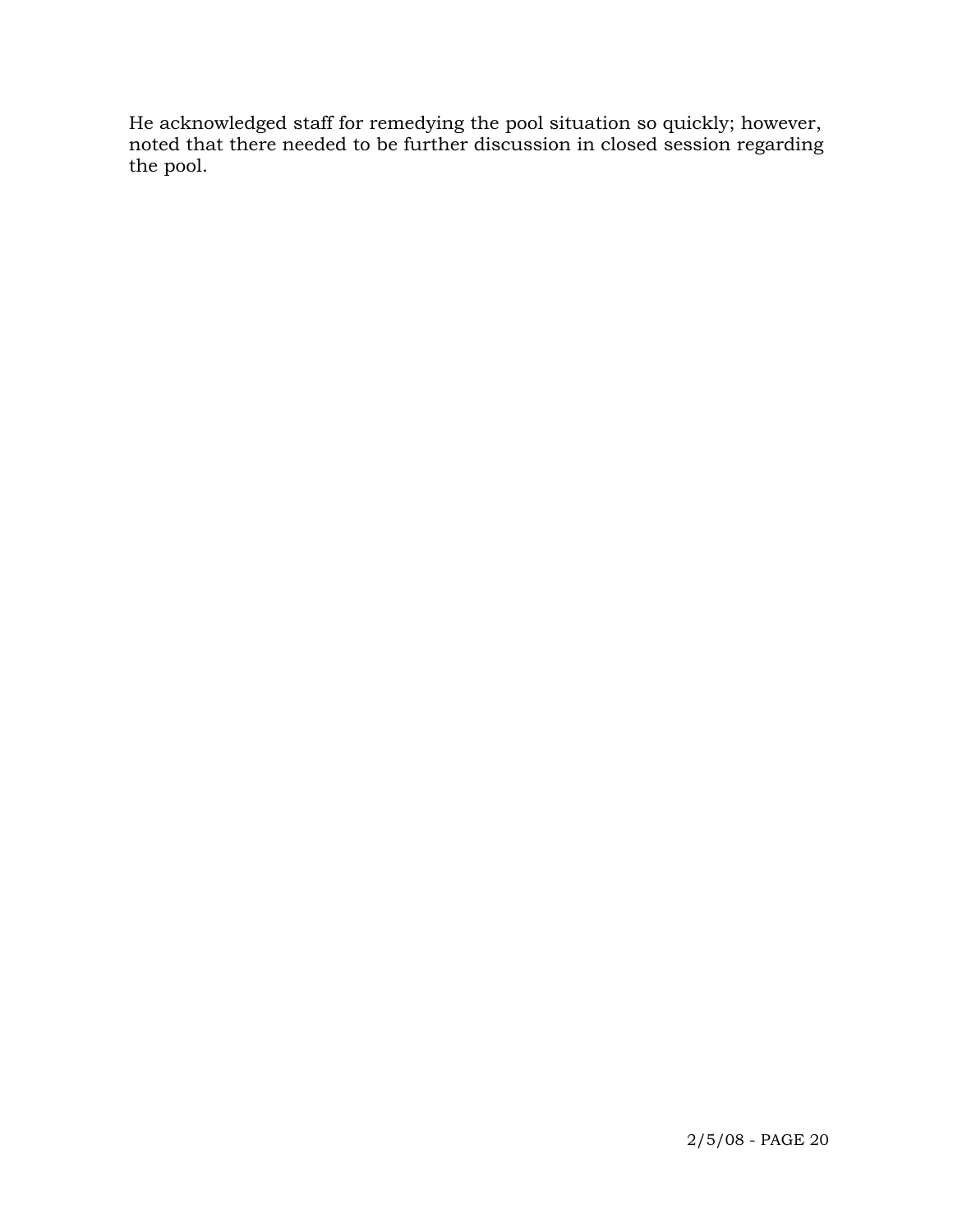He acknowledged staff for remedying the pool situation so quickly; however, noted that there needed to be further discussion in closed session regarding the pool.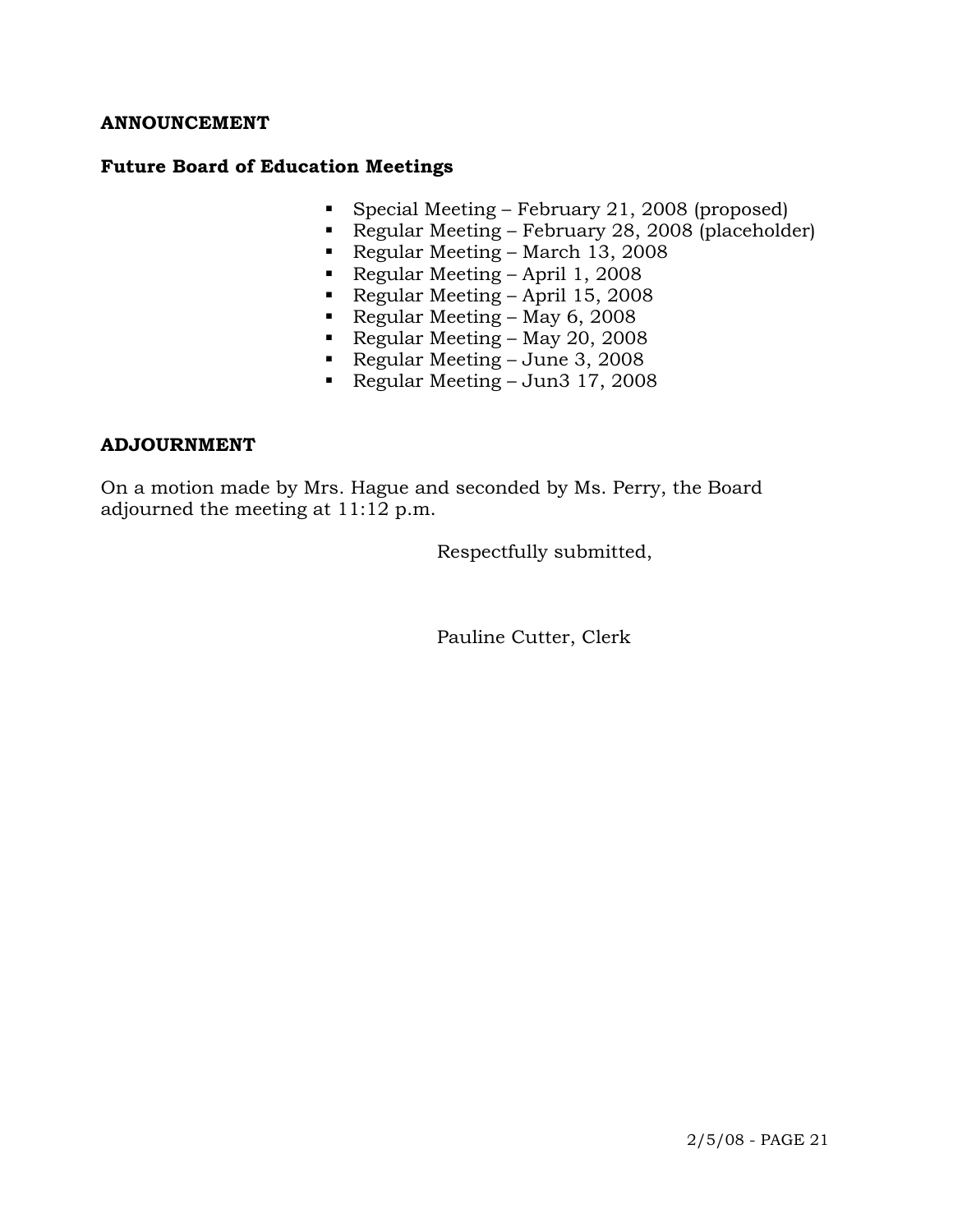**ANNOUNCEMENT**

**Future Board of Education Meetings**

- Special Meeting – February 21, 2008 (proposed)
- Regular Meeting – February 28, 2008 (placeholder)
- Regular Meeting – March 13, 2008
- Regular Meeting – April 1, 2008
- Regular Meeting – April 15, 2008
- Regular Meeting – May 6, 2008
- Regular Meeting – May 20, 2008
- Regular Meeting – June 3, 2008
- Regular Meeting – Jun3 17, 2008

**ADJOURNMENT**

On a motion made by Mrs. Hague and seconded by Ms. Perry, the Board adjourned the meeting at 11:12 p.m.

Respectfully submitted,

Pauline Cutter, Clerk